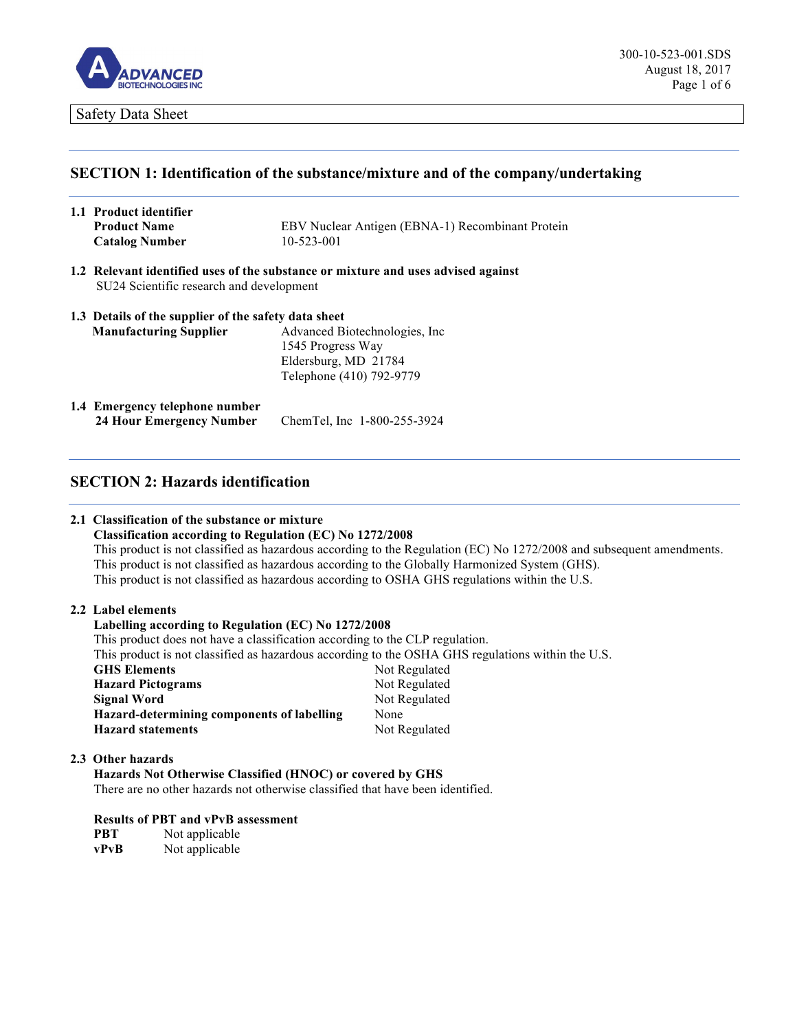Safety Data Sheet

## SECTION 1: Identification of the substance/mixture and of the company/undertaking

**1.1 Product identifier**

| | |
|---|---|
| **Product Name** | EBV Nuclear Antigen (EBNA-1) Recombinant Protein |
| **Catalog Number** | 10-523-001 |

**1.2 Relevant identified uses of the substance or mixture and uses advised against**

SU24 Scientific research and development

**1.3 Details of the supplier of the safety data sheet**

**Manufacturing Supplier**

Advanced Biotechnologies, Inc
1545 Progress Way
Eldersburg, MD 21784
Telephone (410) 792-9779

**1.4 Emergency telephone number**

**24 Hour Emergency Number** ChemTel, Inc 1-800-255-3924

## SECTION 2: Hazards identification

**2.1 Classification of the substance or mixture**

**Classification according to Regulation (EC) No 1272/2008**

This product is not classified as hazardous according to the Regulation (EC) No 1272/2008 and subsequent amendments.
This product is not classified as hazardous according to the Globally Harmonized System (GHS).
This product is not classified as hazardous according to OSHA GHS regulations within the U.S.

**2.2 Label elements**

**Labelling according to Regulation (EC) No 1272/2008**

This product does not have a classification according to the CLP regulation.
This product is not classified as hazardous according to the OSHA GHS regulations within the U.S.

| | |
|---|---|
| **GHS Elements** | Not Regulated |
| **Hazard Pictograms** | Not Regulated |
| **Signal Word** | Not Regulated |
| **Hazard-determining components of labelling** | None |
| **Hazard statements** | Not Regulated |

**2.3 Other hazards**

**Hazards Not Otherwise Classified (HNOC) or covered by GHS**

There are no other hazards not otherwise classified that have been identified.

**Results of PBT and vPvB assessment**

| | |
|---|---|
| **PBT** | Not applicable |
| **vPvB** | Not applicable |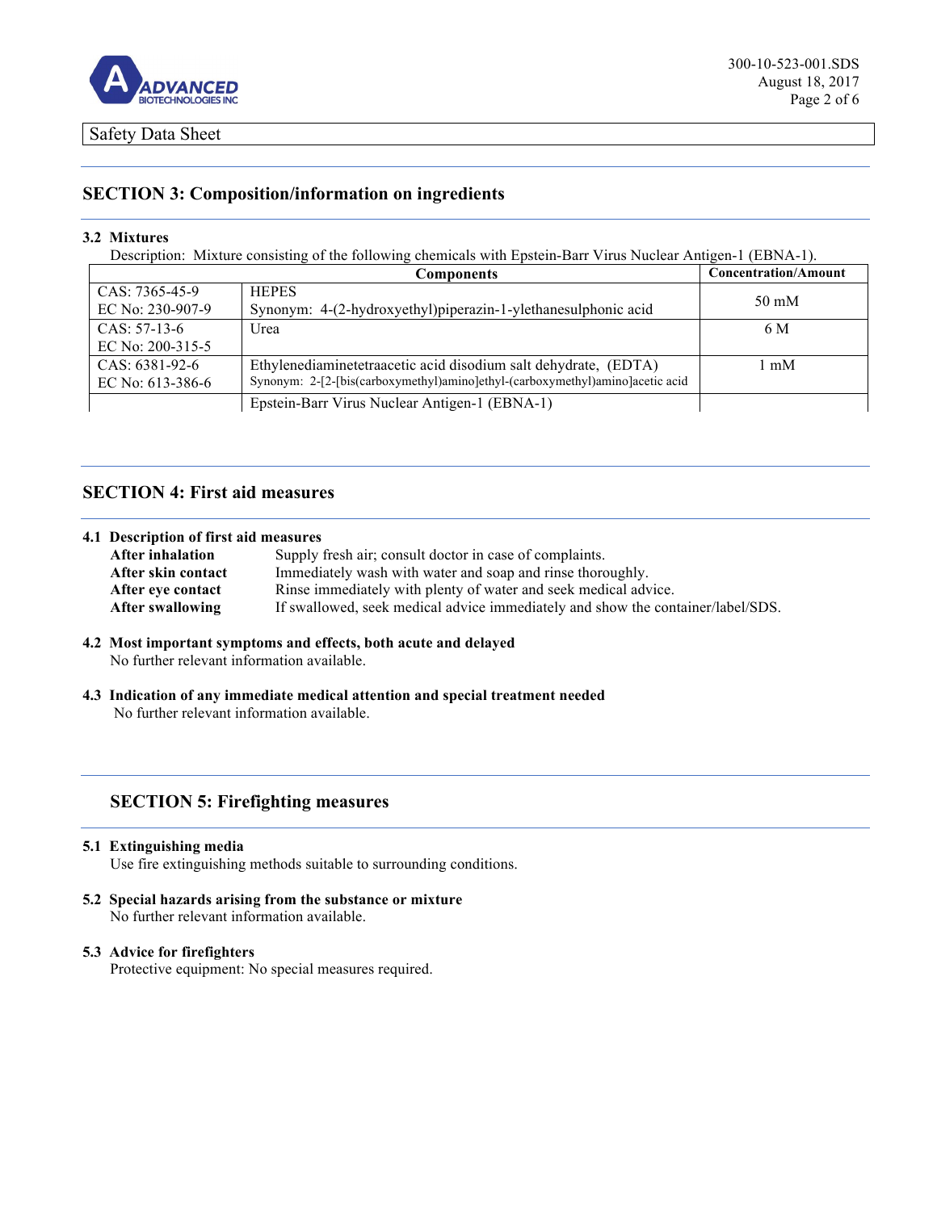## SECTION 3: Composition/information on ingredients

**3.2 Mixtures**

Description: Mixture consisting of the following chemicals with Epstein-Barr Virus Nuclear Antigen-1 (EBNA-1).

| | Components | Concentration/Amount |
|---|---|---|
| CAS: 7365-45-9<br>EC No: 230-907-9 | HEPES<br>Synonym: 4-(2-hydroxyethyl)piperazin-1-ylethanesulphonic acid | 50 mM |
| CAS: 57-13-6<br>EC No: 200-315-5 | Urea | 6 M |
| CAS: 6381-92-6<br>EC No: 613-386-6 | Ethylenediaminetetraacetic acid disodium salt dehydrate, (EDTA)<br>Synonym: 2-[2-[bis(carboxymethyl)amino]ethyl-(carboxymethyl)amino]acetic acid | 1 mM |
| | Epstein-Barr Virus Nuclear Antigen-1 (EBNA-1) | |

## SECTION 4: First aid measures

**4.1 Description of first aid measures**

**After inhalation** Supply fresh air; consult doctor in case of complaints.
**After skin contact** Immediately wash with water and soap and rinse thoroughly.
**After eye contact** Rinse immediately with plenty of water and seek medical advice.
**After swallowing** If swallowed, seek medical advice immediately and show the container/label/SDS.

**4.2 Most important symptoms and effects, both acute and delayed**

No further relevant information available.

**4.3 Indication of any immediate medical attention and special treatment needed**

No further relevant information available.

## SECTION 5: Firefighting measures

**5.1 Extinguishing media**

Use fire extinguishing methods suitable to surrounding conditions.

**5.2 Special hazards arising from the substance or mixture**

No further relevant information available.

**5.3 Advice for firefighters**

Protective equipment: No special measures required.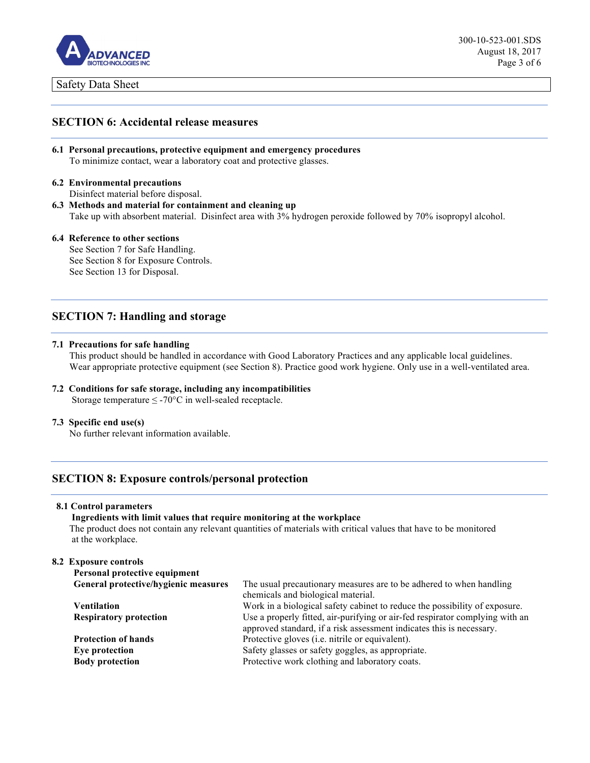Safety Data Sheet

## SECTION 6: Accidental release measures

**6.1 Personal precautions, protective equipment and emergency procedures**
To minimize contact, wear a laboratory coat and protective glasses.

**6.2 Environmental precautions**
Disinfect material before disposal.

**6.3 Methods and material for containment and cleaning up**
Take up with absorbent material. Disinfect area with 3% hydrogen peroxide followed by 70% isopropyl alcohol.

**6.4 Reference to other sections**
See Section 7 for Safe Handling.
See Section 8 for Exposure Controls.
See Section 13 for Disposal.

## SECTION 7: Handling and storage

**7.1 Precautions for safe handling**
This product should be handled in accordance with Good Laboratory Practices and any applicable local guidelines. Wear appropriate protective equipment (see Section 8). Practice good work hygiene. Only use in a well-ventilated area.

**7.2 Conditions for safe storage, including any incompatibilities**
Storage temperature ≤ -70°C in well-sealed receptacle.

**7.3 Specific end use(s)**
No further relevant information available.

## SECTION 8: Exposure controls/personal protection

**8.1 Control parameters**
**Ingredients with limit values that require monitoring at the workplace**
The product does not contain any relevant quantities of materials with critical values that have to be monitored at the workplace.

**8.2 Exposure controls**
**Personal protective equipment**

| | |
|---|---|
| **General protective/hygienic measures** | The usual precautionary measures are to be adhered to when handling chemicals and biological material. |
| **Ventilation** | Work in a biological safety cabinet to reduce the possibility of exposure. |
| **Respiratory protection** | Use a properly fitted, air-purifying or air-fed respirator complying with an approved standard, if a risk assessment indicates this is necessary. |
| **Protection of hands** | Protective gloves (i.e. nitrile or equivalent). |
| **Eye protection** | Safety glasses or safety goggles, as appropriate. |
| **Body protection** | Protective work clothing and laboratory coats. |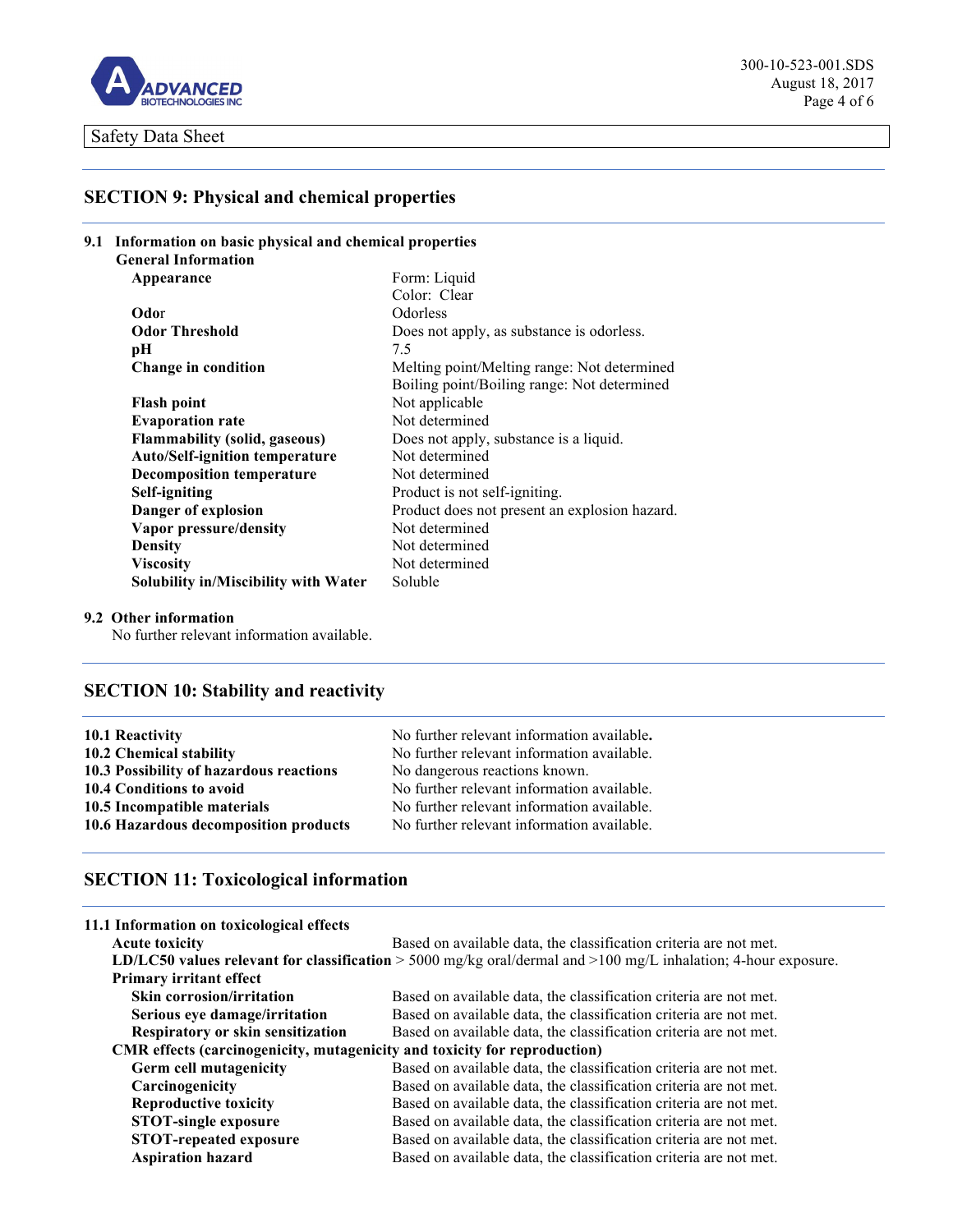Safety Data Sheet

## SECTION 9: Physical and chemical properties

### 9.1 Information on basic physical and chemical properties

**General Information**

| | |
|---|---|
| **Appearance** | Form: Liquid<br>Color: Clear |
| **Odor** | Odorless |
| **Odor Threshold** | Does not apply, as substance is odorless. |
| **pH** | 7.5 |
| **Change in condition** | Melting point/Melting range: Not determined<br>Boiling point/Boiling range: Not determined |
| **Flash point** | Not applicable |
| **Evaporation rate** | Not determined |
| **Flammability (solid, gaseous)** | Does not apply, substance is a liquid. |
| **Auto/Self-ignition temperature** | Not determined |
| **Decomposition temperature** | Not determined |
| **Self-igniting** | Product is not self-igniting. |
| **Danger of explosion** | Product does not present an explosion hazard. |
| **Vapor pressure/density** | Not determined |
| **Density** | Not determined |
| **Viscosity** | Not determined |
| **Solubility in/Miscibility with Water** | Soluble |

### 9.2 Other information

No further relevant information available.

## SECTION 10: Stability and reactivity

| | |
|---|---|
| **10.1 Reactivity** | No further relevant information available**.** |
| **10.2 Chemical stability** | No further relevant information available. |
| **10.3 Possibility of hazardous reactions** | No dangerous reactions known. |
| **10.4 Conditions to avoid** | No further relevant information available. |
| **10.5 Incompatible materials** | No further relevant information available. |
| **10.6 Hazardous decomposition products** | No further relevant information available. |

## SECTION 11: Toxicological information

### 11.1 Information on toxicological effects

**Acute toxicity** Based on available data, the classification criteria are not met.

**LD/LC50 values relevant for classification** > 5000 mg/kg oral/dermal and >100 mg/L inhalation; 4-hour exposure.

**Primary irritant effect**

| | |
|---|---|
| **Skin corrosion/irritation** | Based on available data, the classification criteria are not met. |
| **Serious eye damage/irritation** | Based on available data, the classification criteria are not met. |
| **Respiratory or skin sensitization** | Based on available data, the classification criteria are not met. |

**CMR effects (carcinogenicity, mutagenicity and toxicity for reproduction)**

| | |
|---|---|
| **Germ cell mutagenicity** | Based on available data, the classification criteria are not met. |
| **Carcinogenicity** | Based on available data, the classification criteria are not met. |
| **Reproductive toxicity** | Based on available data, the classification criteria are not met. |
| **STOT-single exposure** | Based on available data, the classification criteria are not met. |
| **STOT-repeated exposure** | Based on available data, the classification criteria are not met. |
| **Aspiration hazard** | Based on available data, the classification criteria are not met. |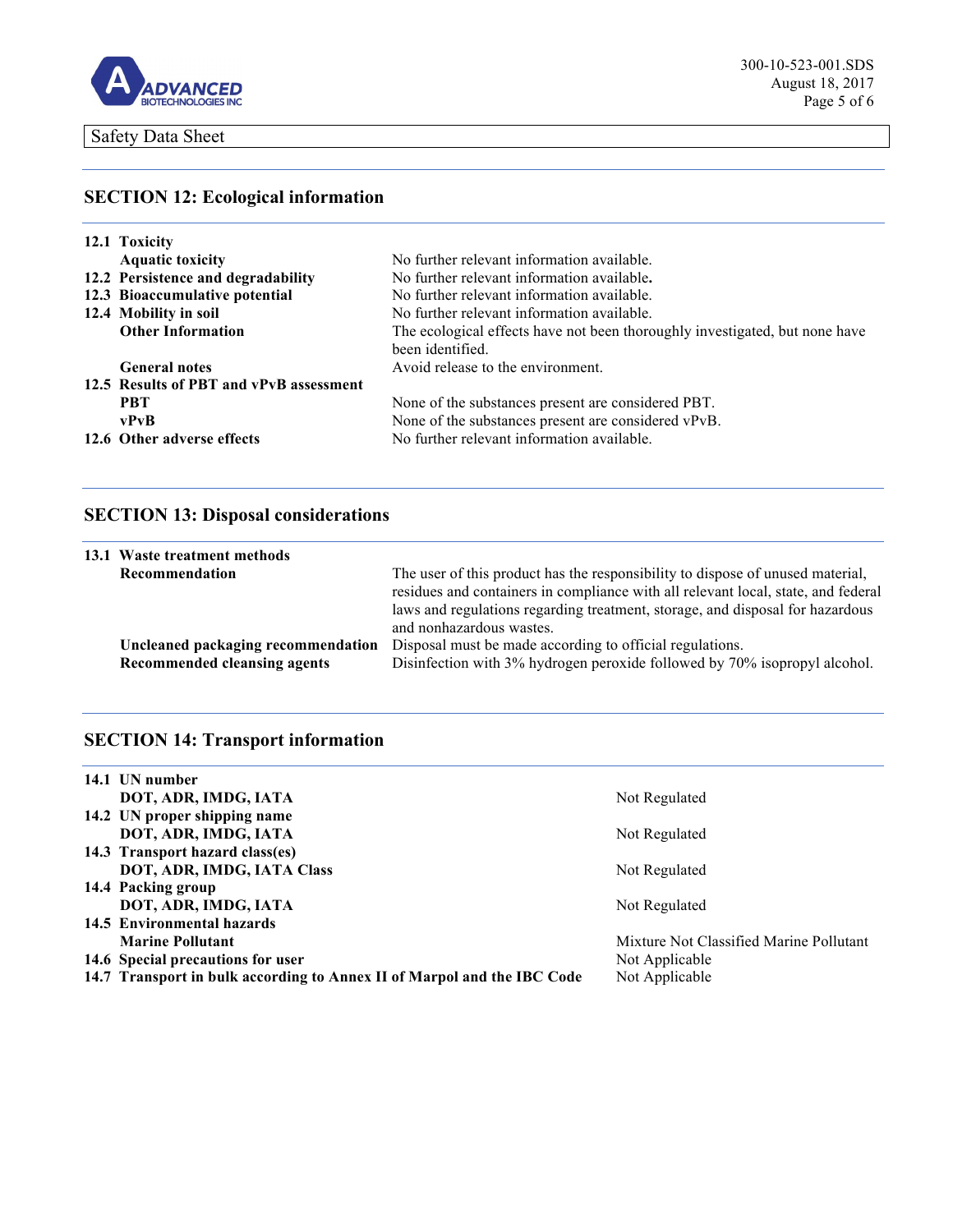Safety Data Sheet

## SECTION 12: Ecological information

| | |
|---|---|
| **12.1 Toxicity** | |
| **Aquatic toxicity** | No further relevant information available. |
| **12.2 Persistence and degradability** | No further relevant information available. |
| **12.3 Bioaccumulative potential** | No further relevant information available. |
| **12.4 Mobility in soil** | No further relevant information available. |
| **Other Information** | The ecological effects have not been thoroughly investigated, but none have been identified. |
| **General notes** | Avoid release to the environment. |
| **12.5 Results of PBT and vPvB assessment** | |
| **PBT** | None of the substances present are considered PBT. |
| **vPvB** | None of the substances present are considered vPvB. |
| **12.6 Other adverse effects** | No further relevant information available. |

## SECTION 13: Disposal considerations

| | |
|---|---|
| **13.1 Waste treatment methods** | |
| **Recommendation** | The user of this product has the responsibility to dispose of unused material, residues and containers in compliance with all relevant local, state, and federal laws and regulations regarding treatment, storage, and disposal for hazardous and nonhazardous wastes. |
| **Uncleaned packaging recommendation** | Disposal must be made according to official regulations. |
| **Recommended cleansing agents** | Disinfection with 3% hydrogen peroxide followed by 70% isopropyl alcohol. |

## SECTION 14: Transport information

| | |
|---|---|
| **14.1 UN number** | |
| **DOT, ADR, IMDG, IATA** | Not Regulated |
| **14.2 UN proper shipping name** | |
| **DOT, ADR, IMDG, IATA** | Not Regulated |
| **14.3 Transport hazard class(es)** | |
| **DOT, ADR, IMDG, IATA Class** | Not Regulated |
| **14.4 Packing group** | |
| **DOT, ADR, IMDG, IATA** | Not Regulated |
| **14.5 Environmental hazards** | |
| **Marine Pollutant** | Mixture Not Classified Marine Pollutant |
| **14.6 Special precautions for user** | Not Applicable |
| **14.7 Transport in bulk according to Annex II of Marpol and the IBC Code** | Not Applicable |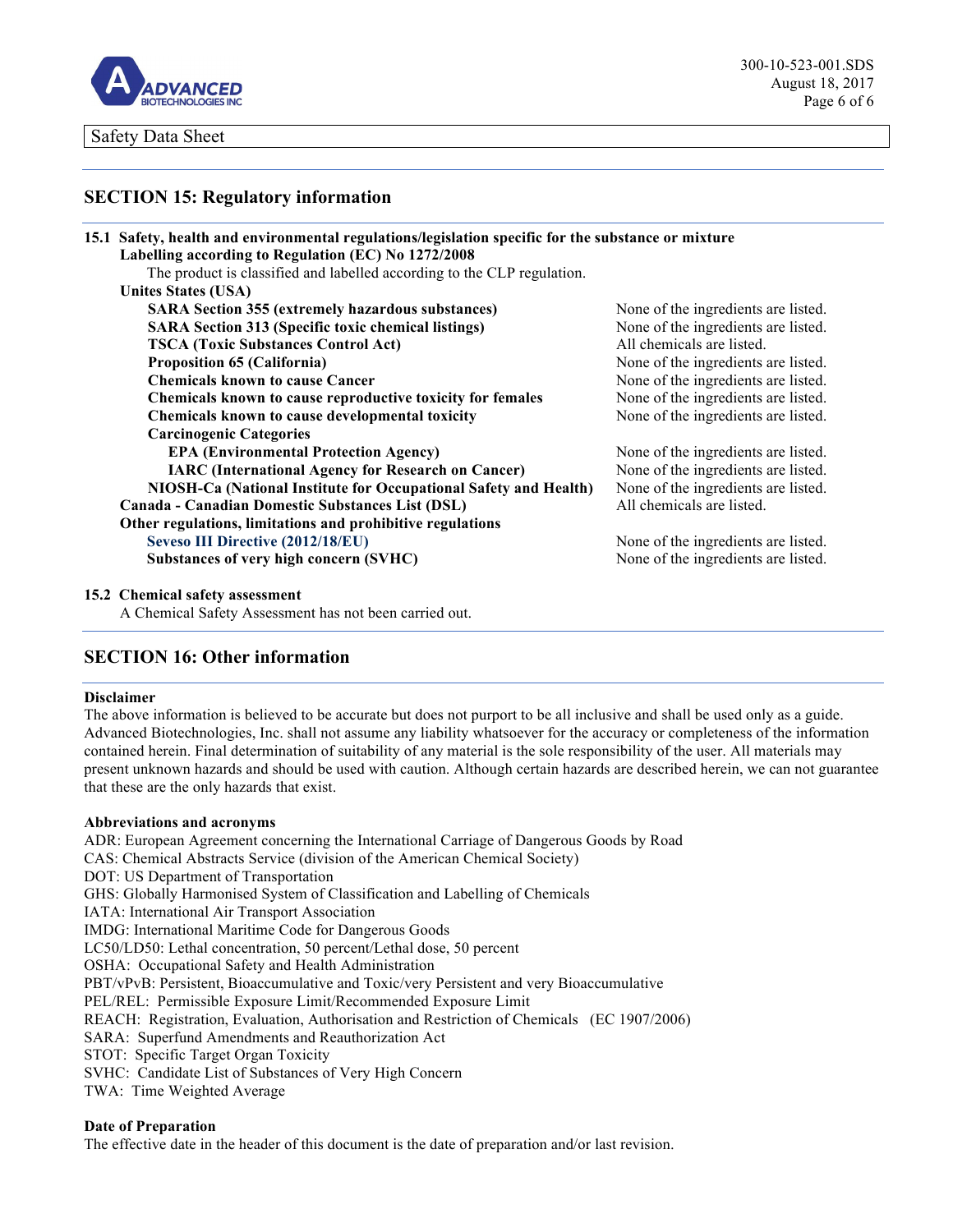## SECTION 15: Regulatory information

**15.1 Safety, health and environmental regulations/legislation specific for the substance or mixture**

**Labelling according to Regulation (EC) No 1272/2008**

The product is classified and labelled according to the CLP regulation.

**Unites States (USA)**

| | |
|---|---|
| **SARA Section 355 (extremely hazardous substances)** | None of the ingredients are listed. |
| **SARA Section 313 (Specific toxic chemical listings)** | None of the ingredients are listed. |
| **TSCA (Toxic Substances Control Act)** | All chemicals are listed. |
| **Proposition 65 (California)** | None of the ingredients are listed. |
| **Chemicals known to cause Cancer** | None of the ingredients are listed. |
| **Chemicals known to cause reproductive toxicity for females** | None of the ingredients are listed. |
| **Chemicals known to cause developmental toxicity** | None of the ingredients are listed. |
| **Carcinogenic Categories** | |
| **EPA (Environmental Protection Agency)** | None of the ingredients are listed. |
| **IARC (International Agency for Research on Cancer)** | None of the ingredients are listed. |
| **NIOSH-Ca (National Institute for Occupational Safety and Health)** | None of the ingredients are listed. |
| **Canada - Canadian Domestic Substances List (DSL)** | All chemicals are listed. |
| **Other regulations, limitations and prohibitive regulations** | |
| **Seveso III Directive (2012/18/EU)** | None of the ingredients are listed. |
| **Substances of very high concern (SVHC)** | None of the ingredients are listed. |

**15.2 Chemical safety assessment**

A Chemical Safety Assessment has not been carried out.

## SECTION 16: Other information

**Disclaimer**

The above information is believed to be accurate but does not purport to be all inclusive and shall be used only as a guide. Advanced Biotechnologies, Inc. shall not assume any liability whatsoever for the accuracy or completeness of the information contained herein. Final determination of suitability of any material is the sole responsibility of the user. All materials may present unknown hazards and should be used with caution. Although certain hazards are described herein, we can not guarantee that these are the only hazards that exist.

**Abbreviations and acronyms**

ADR: European Agreement concerning the International Carriage of Dangerous Goods by Road
CAS: Chemical Abstracts Service (division of the American Chemical Society)
DOT: US Department of Transportation
GHS: Globally Harmonised System of Classification and Labelling of Chemicals
IATA: International Air Transport Association
IMDG: International Maritime Code for Dangerous Goods
LC50/LD50: Lethal concentration, 50 percent/Lethal dose, 50 percent
OSHA: Occupational Safety and Health Administration
PBT/vPvB: Persistent, Bioaccumulative and Toxic/very Persistent and very Bioaccumulative
PEL/REL: Permissible Exposure Limit/Recommended Exposure Limit
REACH: Registration, Evaluation, Authorisation and Restriction of Chemicals (EC 1907/2006)
SARA: Superfund Amendments and Reauthorization Act
STOT: Specific Target Organ Toxicity
SVHC: Candidate List of Substances of Very High Concern
TWA: Time Weighted Average

**Date of Preparation**

The effective date in the header of this document is the date of preparation and/or last revision.